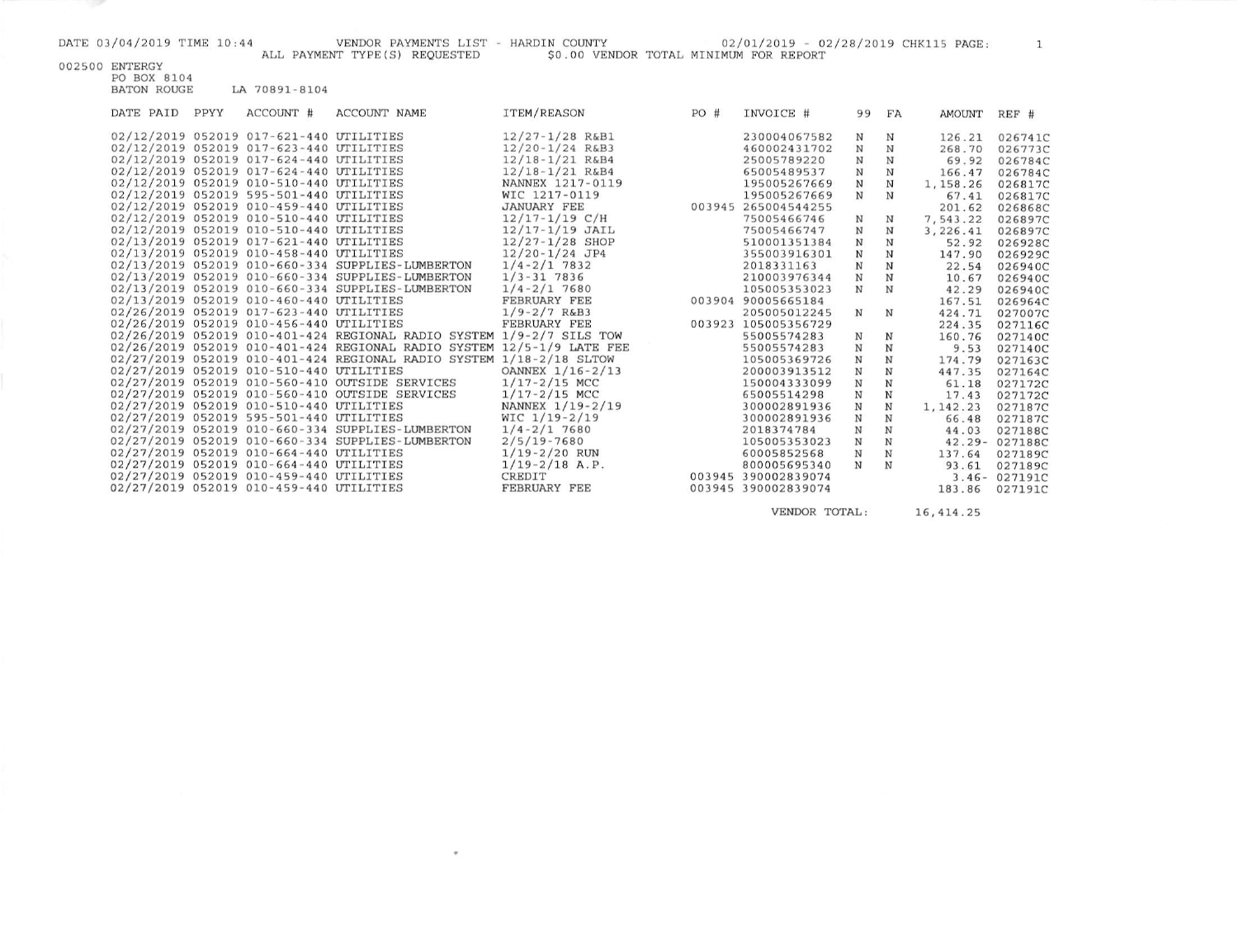DATE 03/04/2019 TIME 10:44 VENDOR PAYMENTS LIST - HARDIN COUNTY 02/01/2019 - 02/28/2019 CHK115 PAGE: 1

ALL PAYMENT TYPE(S) REQUESTED $0.00 VENDOR TOTAL MINIMUM FOR REPORT

002500 ENTERGY
PO BOX 8104
BATON ROUGE LA 70891-8104

| DATE PAID | PPYY | ACCOUNT # | ACCOUNT NAME | ITEM/REASON | PO # | INVOICE # | 99 | FA | AMOUNT | REF # |
|---|---|---|---|---|---|---|---|---|---|---|
| 02/12/2019 | 052019 | 017-621-440 | UTILITIES | 12/27-1/28 R&B1 | | 230004067582 | N | N | 126.21 | 026741C |
| 02/12/2019 | 052019 | 017-623-440 | UTILITIES | 12/20-1/24 R&B3 | | 460002431702 | N | N | 268.70 | 026773C |
| 02/12/2019 | 052019 | 017-624-440 | UTILITIES | 12/18-1/21 R&B4 | | 25005789220 | N | N | 69.92 | 026784C |
| 02/12/2019 | 052019 | 017-624-440 | UTILITIES | 12/18-1/21 R&B4 | | 65005489537 | N | N | 166.47 | 026784C |
| 02/12/2019 | 052019 | 010-510-440 | UTILITIES | NANNEX 1217-0119 | | 195005267669 | N | N | 1,158.26 | 026817C |
| 02/12/2019 | 052019 | 595-501-440 | UTILITIES | WIC 1217-0119 | | 195005267669 | N | N | 67.41 | 026817C |
| 02/12/2019 | 052019 | 010-459-440 | UTILITIES | JANUARY FEE | 003945 | 265004544255 | | | 201.62 | 026868C |
| 02/12/2019 | 052019 | 010-510-440 | UTILITIES | 12/17-1/19 C/H | | 75005466746 | N | N | 7,543.22 | 026897C |
| 02/12/2019 | 052019 | 010-510-440 | UTILITIES | 12/17-1/19 JAIL | | 75005466747 | N | N | 3,226.41 | 026897C |
| 02/13/2019 | 052019 | 017-621-440 | UTILITIES | 12/27-1/28 SHOP | | 510001351384 | N | N | 52.92 | 026928C |
| 02/13/2019 | 052019 | 010-458-440 | UTILITIES | 12/20-1/24 JP4 | | 355003916301 | N | N | 147.90 | 026929C |
| 02/13/2019 | 052019 | 010-660-334 | SUPPLIES-LUMBERTON | 1/4-2/1 7832 | | 2018331163 | N | N | 22.54 | 026940C |
| 02/13/2019 | 052019 | 010-660-334 | SUPPLIES-LUMBERTON | 1/3-31 7836 | | 210003976344 | N | N | 10.67 | 026940C |
| 02/13/2019 | 052019 | 010-660-334 | SUPPLIES-LUMBERTON | 1/4-2/1 7680 | | 105005353023 | N | N | 42.29 | 026940C |
| 02/13/2019 | 052019 | 010-460-440 | UTILITIES | FEBRUARY FEE | 003904 | 90005665184 | | | 167.51 | 026964C |
| 02/26/2019 | 052019 | 017-623-440 | UTILITIES | 1/9-2/7 R&B3 | | 205005012245 | N | N | 424.71 | 027007C |
| 02/26/2019 | 052019 | 010-456-440 | UTILITIES | FEBRUARY FEE | 003923 | 105005356729 | | | 224.35 | 027116C |
| 02/26/2019 | 052019 | 010-401-424 | REGIONAL RADIO SYSTEM | 1/9-2/7 SILS TOW | | 55005574283 | N | N | 160.76 | 027140C |
| 02/26/2019 | 052019 | 010-401-424 | REGIONAL RADIO SYSTEM | 12/5-1/9 LATE FEE | | 55005574283 | N | N | 9.53 | 027140C |
| 02/27/2019 | 052019 | 010-401-424 | REGIONAL RADIO SYSTEM | 1/18-2/18 SLTOW | | 105005369726 | N | N | 174.79 | 027163C |
| 02/27/2019 | 052019 | 010-510-440 | UTILITIES | OANNEX 1/16-2/13 | | 200003913512 | N | N | 447.35 | 027164C |
| 02/27/2019 | 052019 | 010-560-410 | OUTSIDE SERVICES | 1/17-2/15 MCC | | 150004333099 | N | N | 61.18 | 027172C |
| 02/27/2019 | 052019 | 010-560-410 | OUTSIDE SERVICES | 1/17-2/15 MCC | | 65005514298 | N | N | 17.43 | 027172C |
| 02/27/2019 | 052019 | 010-510-440 | UTILITIES | NANNEX 1/19-2/19 | | 300002891936 | N | N | 1,142.23 | 027187C |
| 02/27/2019 | 052019 | 595-501-440 | UTILITIES | WIC 1/19-2/19 | | 300002891936 | N | N | 66.48 | 027187C |
| 02/27/2019 | 052019 | 010-660-334 | SUPPLIES-LUMBERTON | 1/4-2/1 7680 | | 2018374784 | N | N | 44.03 | 027188C |
| 02/27/2019 | 052019 | 010-660-334 | SUPPLIES-LUMBERTON | 2/5/19-7680 | | 105005353023 | N | N | 42.29- | 027188C |
| 02/27/2019 | 052019 | 010-664-440 | UTILITIES | 1/19-2/20 RUN | | 60005852568 | N | N | 137.64 | 027189C |
| 02/27/2019 | 052019 | 010-664-440 | UTILITIES | 1/19-2/18 A.P. | | 800005695340 | N | N | 93.61 | 027189C |
| 02/27/2019 | 052019 | 010-459-440 | UTILITIES | CREDIT | 003945 | 390002839074 | | | 3.46- | 027191C |
| 02/27/2019 | 052019 | 010-459-440 | UTILITIES | FEBRUARY FEE | 003945 | 390002839074 | | | 183.86 | 027191C |

VENDOR TOTAL: 16,414.25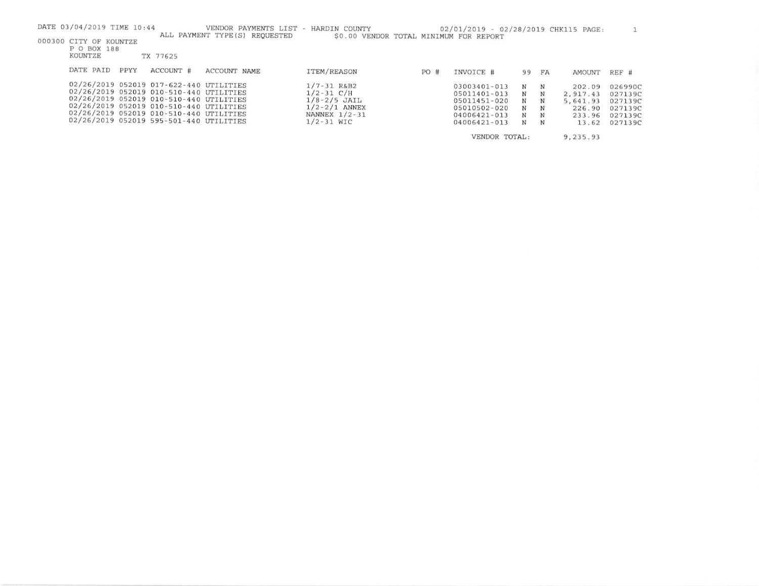DATE 03/04/2019 TIME 10:44 VENDOR PAYMENTS LIST - HARDIN COUNTY 02/01/2019 - 02/28/2019 CHK115 PAGE: 1

ALL PAYMENT TYPE(S) REQUESTED $0.00 VENDOR TOTAL MINIMUM FOR REPORT

000300 CITY OF KOUNTZE
P O BOX 188
KOUNTZE TX 77625

| DATE PAID | PPYY | ACCOUNT # | ACCOUNT NAME | ITEM/REASON | PO # | INVOICE # | 99 | FA | AMOUNT | REF # |
|---|---|---|---|---|---|---|---|---|---|---|
| 02/26/2019 | 052019 | 017-622-440 | UTILITIES | 1/7-31 R&B2 | | 03003401-013 | N | N | 202.09 | 026990C |
| 02/26/2019 | 052019 | 010-510-440 | UTILITIES | 1/2-31 C/H | | 05011401-013 | N | N | 2,917.43 | 027139C |
| 02/26/2019 | 052019 | 010-510-440 | UTILITIES | 1/8-2/5 JAIL | | 05011451-020 | N | N | 5,641.93 | 027139C |
| 02/26/2019 | 052019 | 010-510-440 | UTILITIES | 1/2-2/1 ANNEX | | 05010502-020 | N | N | 226.90 | 027139C |
| 02/26/2019 | 052019 | 010-510-440 | UTILITIES | NANNEX 1/2-31 | | 04006421-013 | N | N | 233.96 | 027139C |
| 02/26/2019 | 052019 | 595-501-440 | UTILITIES | 1/2-31 WIC | | 04006421-013 | N | N | 13.62 | 027139C |
| | | | | | | VENDOR TOTAL: | | | 9,235.93 | |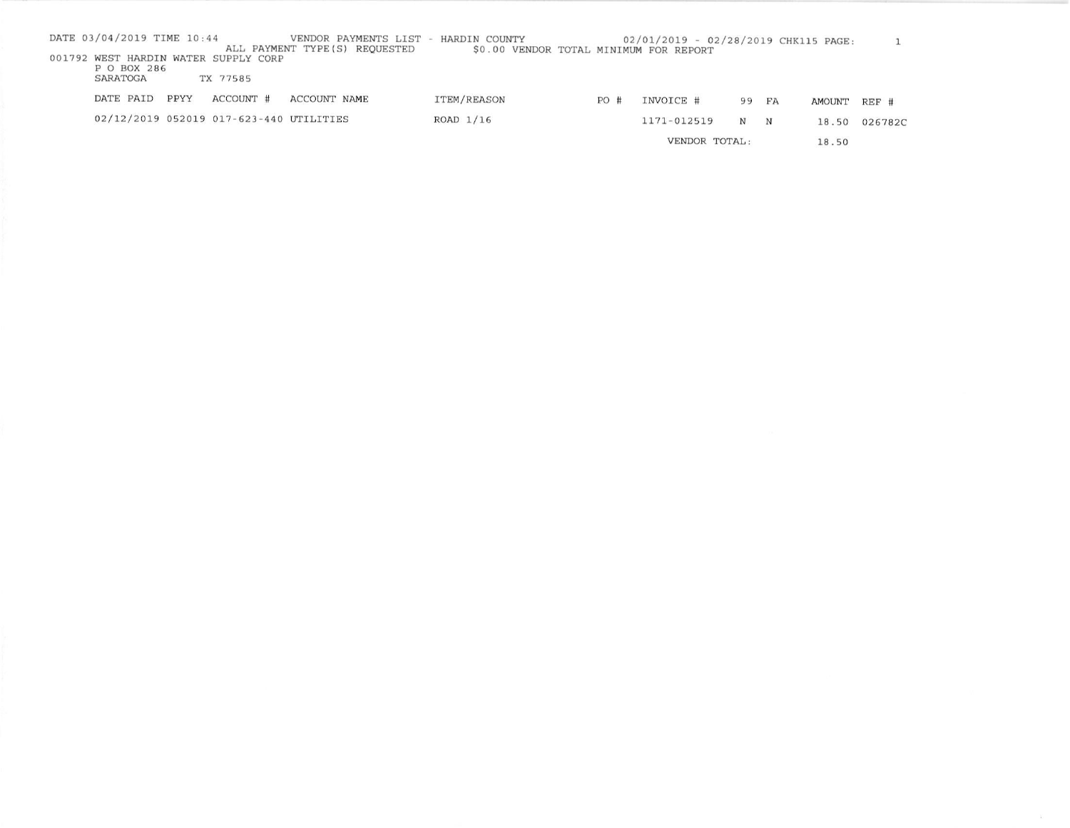DATE 03/04/2019 TIME 10:44 VENDOR PAYMENTS LIST - HARDIN COUNTY 02/01/2019 - 02/28/2019 CHK115 PAGE: 1

ALL PAYMENT TYPE(S) REQUESTED $0.00 VENDOR TOTAL MINIMUM FOR REPORT

001792 WEST HARDIN WATER SUPPLY CORP
P O BOX 286
SARATOGA TX 77585

| DATE PAID | PPYY | ACCOUNT # | ACCOUNT NAME | ITEM/REASON | PO # | INVOICE # | 99 | FA | AMOUNT | REF # |
|---|---|---|---|---|---|---|---|---|---|---|
| 02/12/2019 | 052019 | 017-623-440 | UTILITIES | ROAD 1/16 | | 1171-012519 | N | N | 18.50 | 026782C |
| | | | | | | VENDOR TOTAL: | | | 18.50 | |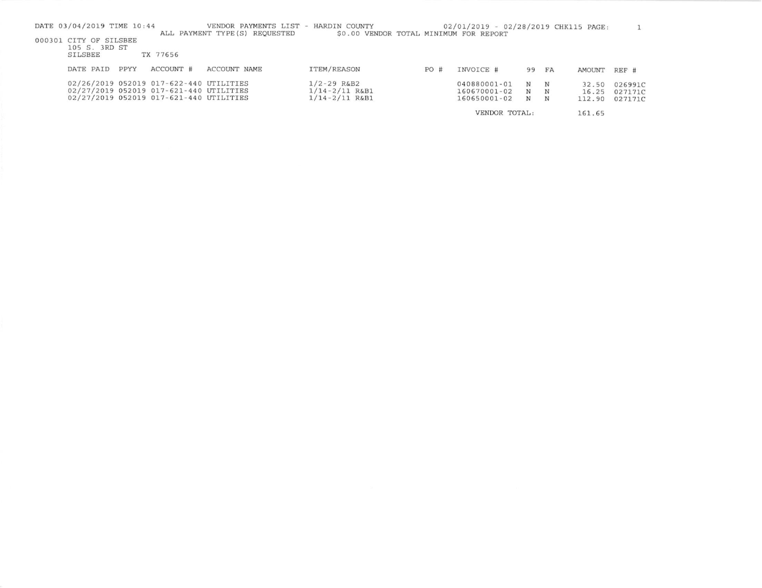DATE 03/04/2019 TIME 10:44 VENDOR PAYMENTS LIST - HARDIN COUNTY 02/01/2019 - 02/28/2019 CHK115 PAGE: 1

ALL PAYMENT TYPE(S) REQUESTED $0.00 VENDOR TOTAL MINIMUM FOR REPORT

000301 CITY OF SILSBEE
105 S. 3RD ST
SILSBEE TX 77656

| DATE PAID | PPYY | ACCOUNT # | ACCOUNT NAME | ITEM/REASON | PO # | INVOICE # | 99 | FA | AMOUNT | REF # |
|---|---|---|---|---|---|---|---|---|---|---|
| 02/26/2019 | 052019 | 017-622-440 | UTILITIES | 1/2-29 R&B2 | | 040880001-01 | N | N | 32.50 | 026991C |
| 02/27/2019 | 052019 | 017-621-440 | UTILITIES | 1/14-2/11 R&B1 | | 160670001-02 | N | N | 16.25 | 027171C |
| 02/27/2019 | 052019 | 017-621-440 | UTILITIES | 1/14-2/11 R&B1 | | 160650001-02 | N | N | 112.90 | 027171C |
| | | | | | | VENDOR TOTAL: | | | 161.65 | |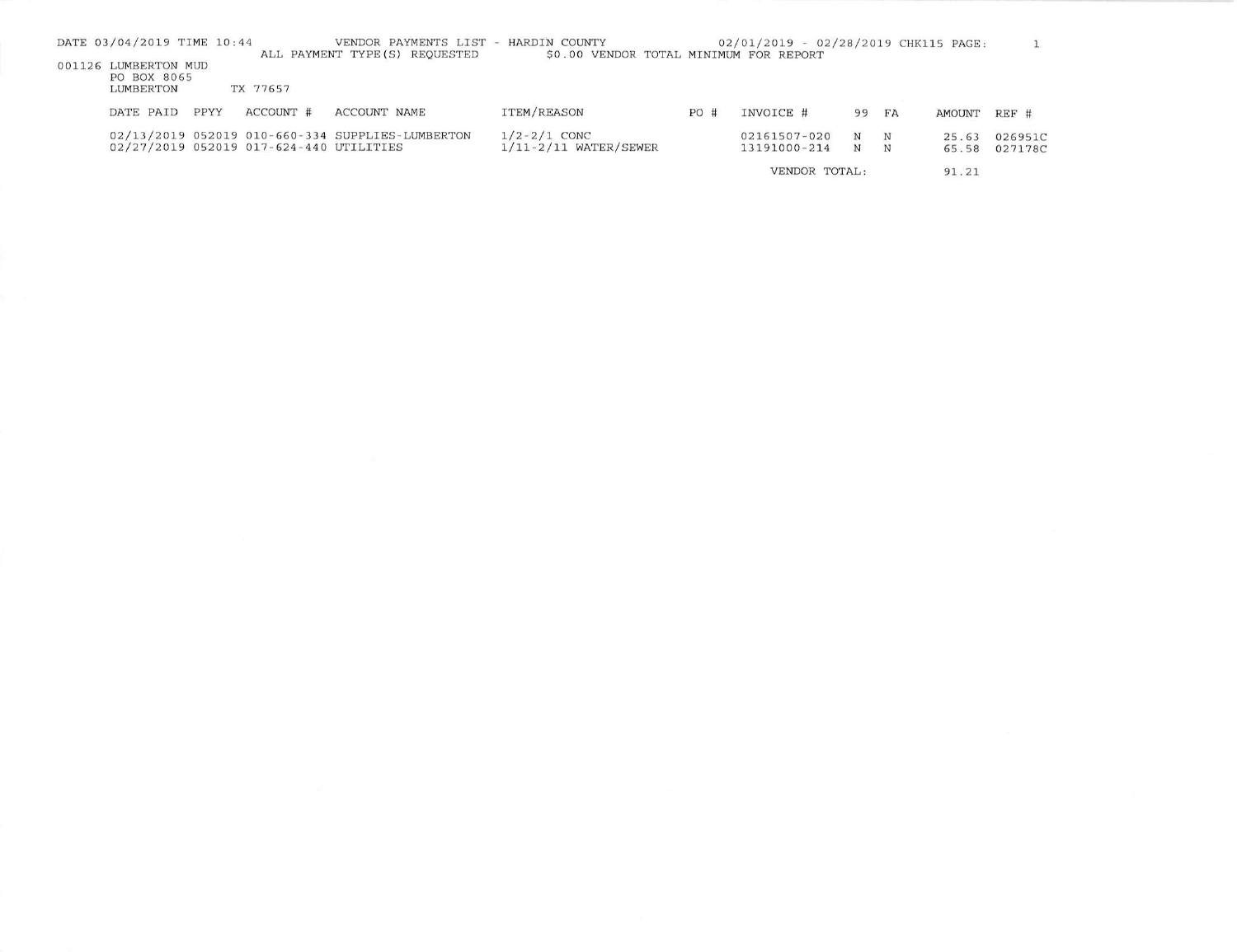DATE 03/04/2019 TIME 10:44 VENDOR PAYMENTS LIST - HARDIN COUNTY 02/01/2019 - 02/28/2019 CHK115 PAGE: 1

ALL PAYMENT TYPE(S) REQUESTED $0.00 VENDOR TOTAL MINIMUM FOR REPORT

001126 LUMBERTON MUD
PO BOX 8065
LUMBERTON TX 77657

| DATE PAID | PPYY | ACCOUNT # | ACCOUNT NAME | ITEM/REASON | PO # | INVOICE # | 99 | FA | AMOUNT | REF # |
|---|---|---|---|---|---|---|---|---|---|---|
| 02/13/2019 | 052019 | 010-660-334 | SUPPLIES-LUMBERTON | 1/2-2/1 CONC | | 02161507-020 | N | N | 25.63 | 026951C |
| 02/27/2019 | 052019 | 017-624-440 | UTILITIES | 1/11-2/11 WATER/SEWER | | 13191000-214 | N | N | 65.58 | 027178C |
| | | | | | | VENDOR TOTAL: | | | 91.21 | |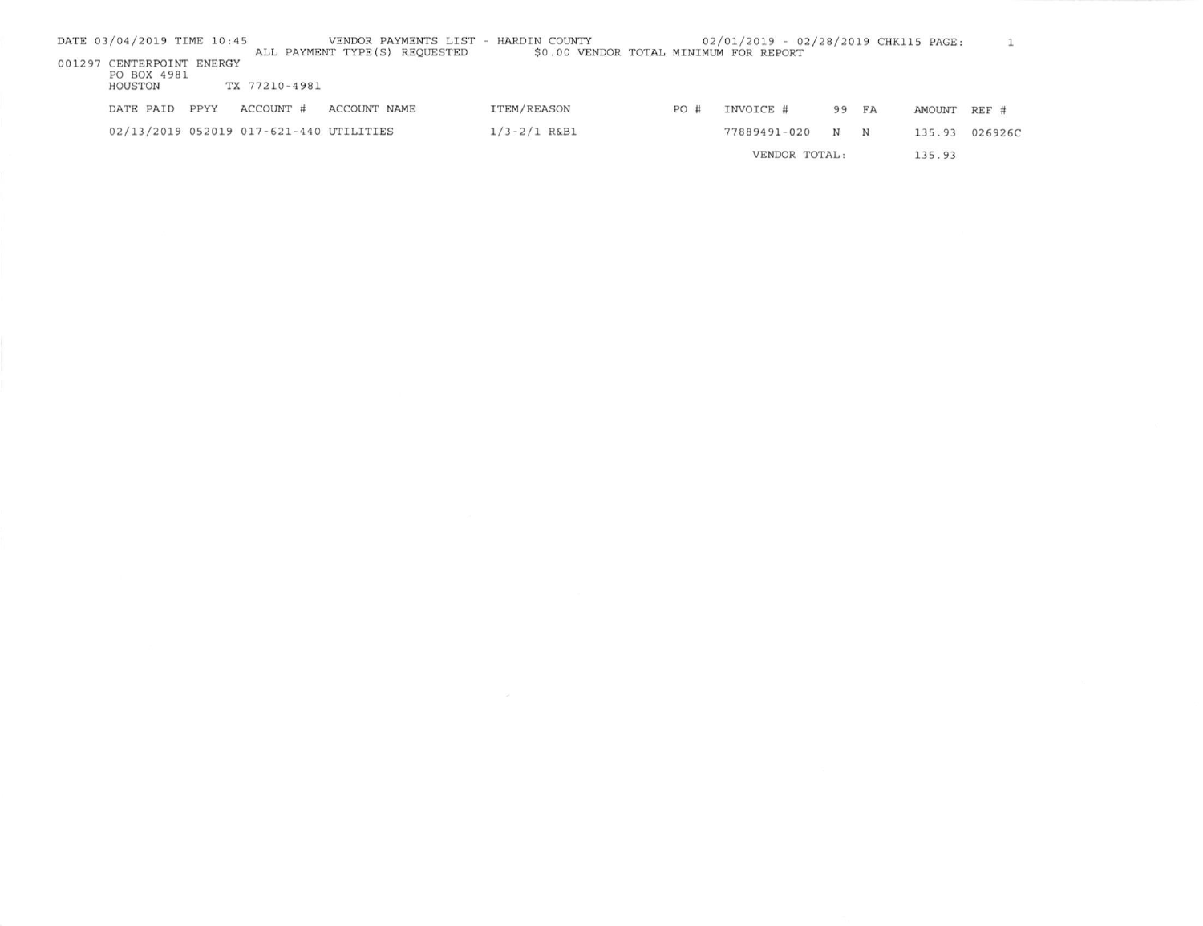DATE 03/04/2019 TIME 10:45 VENDOR PAYMENTS LIST - HARDIN COUNTY 02/01/2019 - 02/28/2019 CHK115 PAGE: 1

ALL PAYMENT TYPE(S) REQUESTED $0.00 VENDOR TOTAL MINIMUM FOR REPORT

001297 CENTERPOINT ENERGY
PO BOX 4981
HOUSTON TX 77210-4981

| DATE PAID | PPYY | ACCOUNT # | ACCOUNT NAME | ITEM/REASON | PO # | INVOICE # | 99 | FA | AMOUNT | REF # |
|---|---|---|---|---|---|---|---|---|---|---|
| 02/13/2019 | 052019 | 017-621-440 | UTILITIES | 1/3-2/1 R&B1 | | 77889491-020 | N | N | 135.93 | 026926C |
| | | | | | | VENDOR TOTAL: | | | 135.93 | |